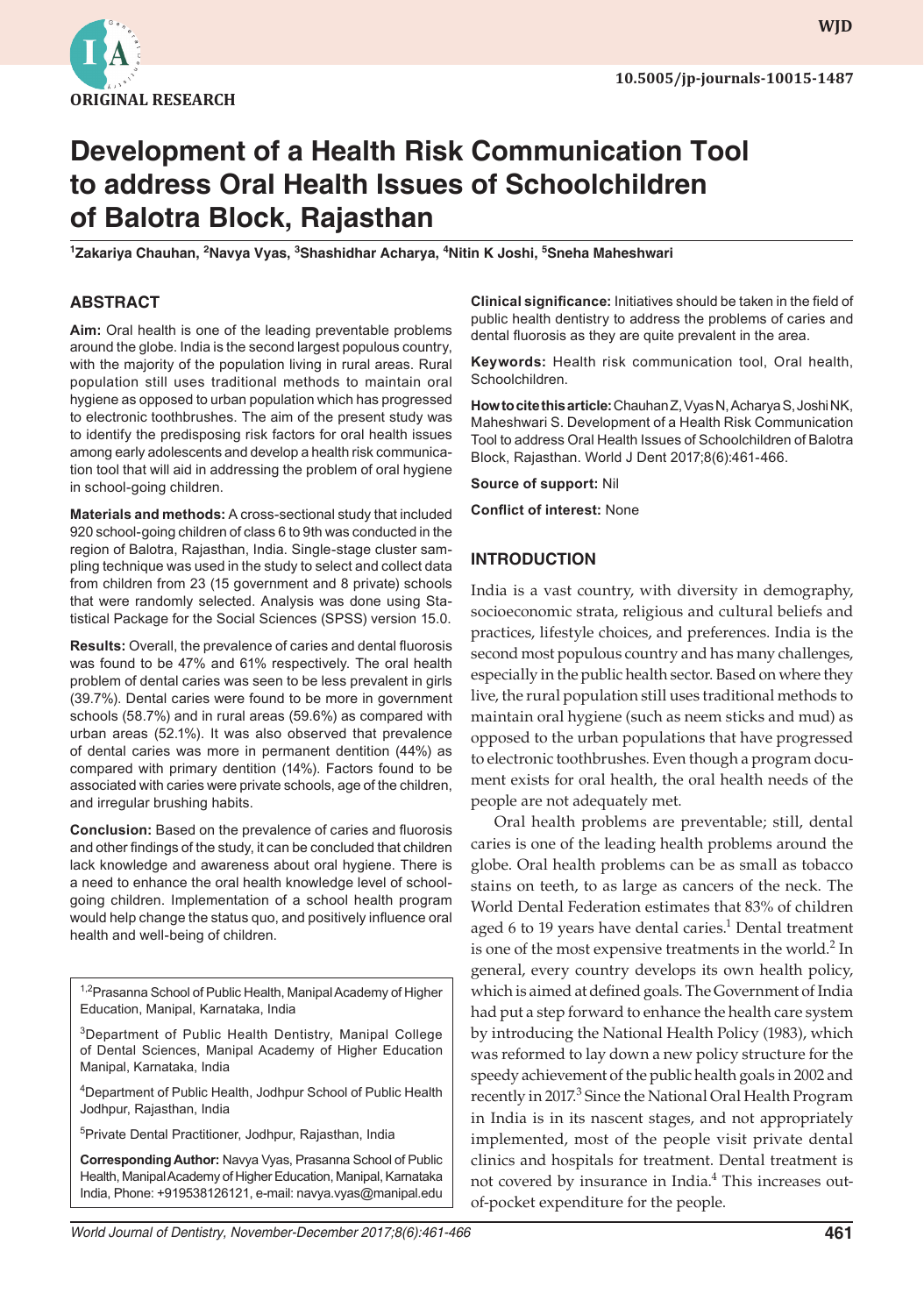ORIGINAL RESEARCH

10.5005/jp-journals-10015-1487

# Development of a Health Risk Communication Tool to address Oral Health Issues of Schoolchildren of Balotra Block, Rajasthan

[1]Zakariya Chauhan, [2]Navya Vyas, [3]Shashidhar Acharya, [4]Nitin K Joshi, [5]Sneha Maheshwari

## ABSTRACT

**Aim:** Oral health is one of the leading preventable problems around the globe. India is the second largest populous country, with the majority of the population living in rural areas. Rural population still uses traditional methods to maintain oral hygiene as opposed to urban population which has progressed to electronic toothbrushes. The aim of the present study was to identify the predisposing risk factors for oral health issues among early adolescents and develop a health risk communication tool that will aid in addressing the problem of oral hygiene in school-going children.

**Materials and methods:** A cross-sectional study that included 920 school-going children of class 6 to 9th was conducted in the region of Balotra, Rajasthan, India. Single-stage cluster sampling technique was used in the study to select and collect data from children from 23 (15 government and 8 private) schools that were randomly selected. Analysis was done using Statistical Package for the Social Sciences (SPSS) version 15.0.

**Results:** Overall, the prevalence of caries and dental fluorosis was found to be 47% and 61% respectively. The oral health problem of dental caries was seen to be less prevalent in girls (39.7%). Dental caries were found to be more in government schools (58.7%) and in rural areas (59.6%) as compared with urban areas (52.1%). It was also observed that prevalence of dental caries was more in permanent dentition (44%) as compared with primary dentition (14%). Factors found to be associated with caries were private schools, age of the children, and irregular brushing habits.

**Conclusion:** Based on the prevalence of caries and fluorosis and other findings of the study, it can be concluded that children lack knowledge and awareness about oral hygiene. There is a need to enhance the oral health knowledge level of school-going children. Implementation of a school health program would help change the status quo, and positively influence oral health and well-being of children.

**Clinical significance:** Initiatives should be taken in the field of public health dentistry to address the problems of caries and dental fluorosis as they are quite prevalent in the area.

**Keywords:** Health risk communication tool, Oral health, Schoolchildren.

**How to cite this article:** Chauhan Z, Vyas N, Acharya S, Joshi NK, Maheshwari S. Development of a Health Risk Communication Tool to address Oral Health Issues of Schoolchildren of Balotra Block, Rajasthan. World J Dent 2017;8(6):461-466.

**Source of support:** Nil

**Conflict of interest:** None

[1,2]Prasanna School of Public Health, Manipal Academy of Higher Education, Manipal, Karnataka, India

[3]Department of Public Health Dentistry, Manipal College of Dental Sciences, Manipal Academy of Higher Education Manipal, Karnataka, India

[4]Department of Public Health, Jodhpur School of Public Health Jodhpur, Rajasthan, India

[5]Private Dental Practitioner, Jodhpur, Rajasthan, India

**Corresponding Author:** Navya Vyas, Prasanna School of Public Health, Manipal Academy of Higher Education, Manipal, Karnataka India, Phone: +919538126121, e-mail: navya.vyas@manipal.edu

## INTRODUCTION

India is a vast country, with diversity in demography, socioeconomic strata, religious and cultural beliefs and practices, lifestyle choices, and preferences. India is the second most populous country and has many challenges, especially in the public health sector. Based on where they live, the rural population still uses traditional methods to maintain oral hygiene (such as neem sticks and mud) as opposed to the urban populations that have progressed to electronic toothbrushes. Even though a program document exists for oral health, the oral health needs of the people are not adequately met.

Oral health problems are preventable; still, dental caries is one of the leading health problems around the globe. Oral health problems can be as small as tobacco stains on teeth, to as large as cancers of the neck. The World Dental Federation estimates that 83% of children aged 6 to 19 years have dental caries.[1] Dental treatment is one of the most expensive treatments in the world.[2] In general, every country develops its own health policy, which is aimed at defined goals. The Government of India had put a step forward to enhance the health care system by introducing the National Health Policy (1983), which was reformed to lay down a new policy structure for the speedy achievement of the public health goals in 2002 and recently in 2017.[3] Since the National Oral Health Program in India is in its nascent stages, and not appropriately implemented, most of the people visit private dental clinics and hospitals for treatment. Dental treatment is not covered by insurance in India.[4] This increases out-of-pocket expenditure for the people.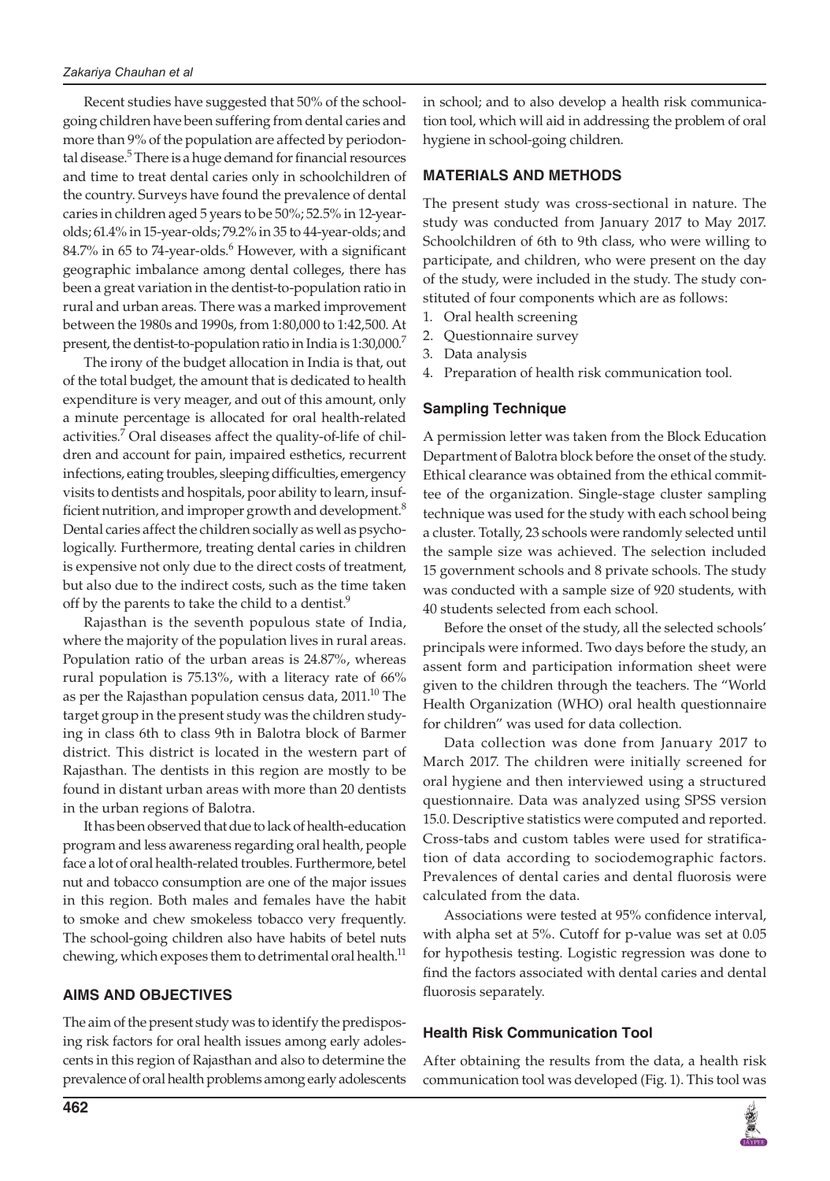Recent studies have suggested that 50% of the school-going children have been suffering from dental caries and more than 9% of the population are affected by periodontal disease.[5] There is a huge demand for financial resources and time to treat dental caries only in schoolchildren of the country. Surveys have found the prevalence of dental caries in children aged 5 years to be 50%; 52.5% in 12-year-olds; 61.4% in 15-year-olds; 79.2% in 35 to 44-year-olds; and 84.7% in 65 to 74-year-olds.[6] However, with a significant geographic imbalance among dental colleges, there has been a great variation in the dentist-to-population ratio in rural and urban areas. There was a marked improvement between the 1980s and 1990s, from 1:80,000 to 1:42,500. At present, the dentist-to-population ratio in India is 1:30,000.[7]

The irony of the budget allocation in India is that, out of the total budget, the amount that is dedicated to health expenditure is very meager, and out of this amount, only a minute percentage is allocated for oral health-related activities.[7] Oral diseases affect the quality-of-life of children and account for pain, impaired esthetics, recurrent infections, eating troubles, sleeping difficulties, emergency visits to dentists and hospitals, poor ability to learn, insufficient nutrition, and improper growth and development.[8] Dental caries affect the children socially as well as psychologically. Furthermore, treating dental caries in children is expensive not only due to the direct costs of treatment, but also due to the indirect costs, such as the time taken off by the parents to take the child to a dentist.[9]

Rajasthan is the seventh populous state of India, where the majority of the population lives in rural areas. Population ratio of the urban areas is 24.87%, whereas rural population is 75.13%, with a literacy rate of 66% as per the Rajasthan population census data, 2011.[10] The target group in the present study was the children studying in class 6th to class 9th in Balotra block of Barmer district. This district is located in the western part of Rajasthan. The dentists in this region are mostly to be found in distant urban areas with more than 20 dentists in the urban regions of Balotra.

It has been observed that due to lack of health-education program and less awareness regarding oral health, people face a lot of oral health-related troubles. Furthermore, betel nut and tobacco consumption are one of the major issues in this region. Both males and females have the habit to smoke and chew smokeless tobacco very frequently. The school-going children also have habits of betel nuts chewing, which exposes them to detrimental oral health.[11]

## AIMS AND OBJECTIVES

The aim of the present study was to identify the predisposing risk factors for oral health issues among early adolescents in this region of Rajasthan and also to determine the prevalence of oral health problems among early adolescents in school; and to also develop a health risk communication tool, which will aid in addressing the problem of oral hygiene in school-going children.

## MATERIALS AND METHODS

The present study was cross-sectional in nature. The study was conducted from January 2017 to May 2017. Schoolchildren of 6th to 9th class, who were willing to participate, and children, who were present on the day of the study, were included in the study. The study constituted of four components which are as follows:

1. Oral health screening
2. Questionnaire survey
3. Data analysis
4. Preparation of health risk communication tool.

### Sampling Technique

A permission letter was taken from the Block Education Department of Balotra block before the onset of the study. Ethical clearance was obtained from the ethical committee of the organization. Single-stage cluster sampling technique was used for the study with each school being a cluster. Totally, 23 schools were randomly selected until the sample size was achieved. The selection included 15 government schools and 8 private schools. The study was conducted with a sample size of 920 students, with 40 students selected from each school.

Before the onset of the study, all the selected schools' principals were informed. Two days before the study, an assent form and participation information sheet were given to the children through the teachers. The "World Health Organization (WHO) oral health questionnaire for children" was used for data collection.

Data collection was done from January 2017 to March 2017. The children were initially screened for oral hygiene and then interviewed using a structured questionnaire. Data was analyzed using SPSS version 15.0. Descriptive statistics were computed and reported. Cross-tabs and custom tables were used for stratification of data according to sociodemographic factors. Prevalences of dental caries and dental fluorosis were calculated from the data.

Associations were tested at 95% confidence interval, with alpha set at 5%. Cutoff for p-value was set at 0.05 for hypothesis testing. Logistic regression was done to find the factors associated with dental caries and dental fluorosis separately.

### Health Risk Communication Tool

After obtaining the results from the data, a health risk communication tool was developed (Fig. 1). This tool was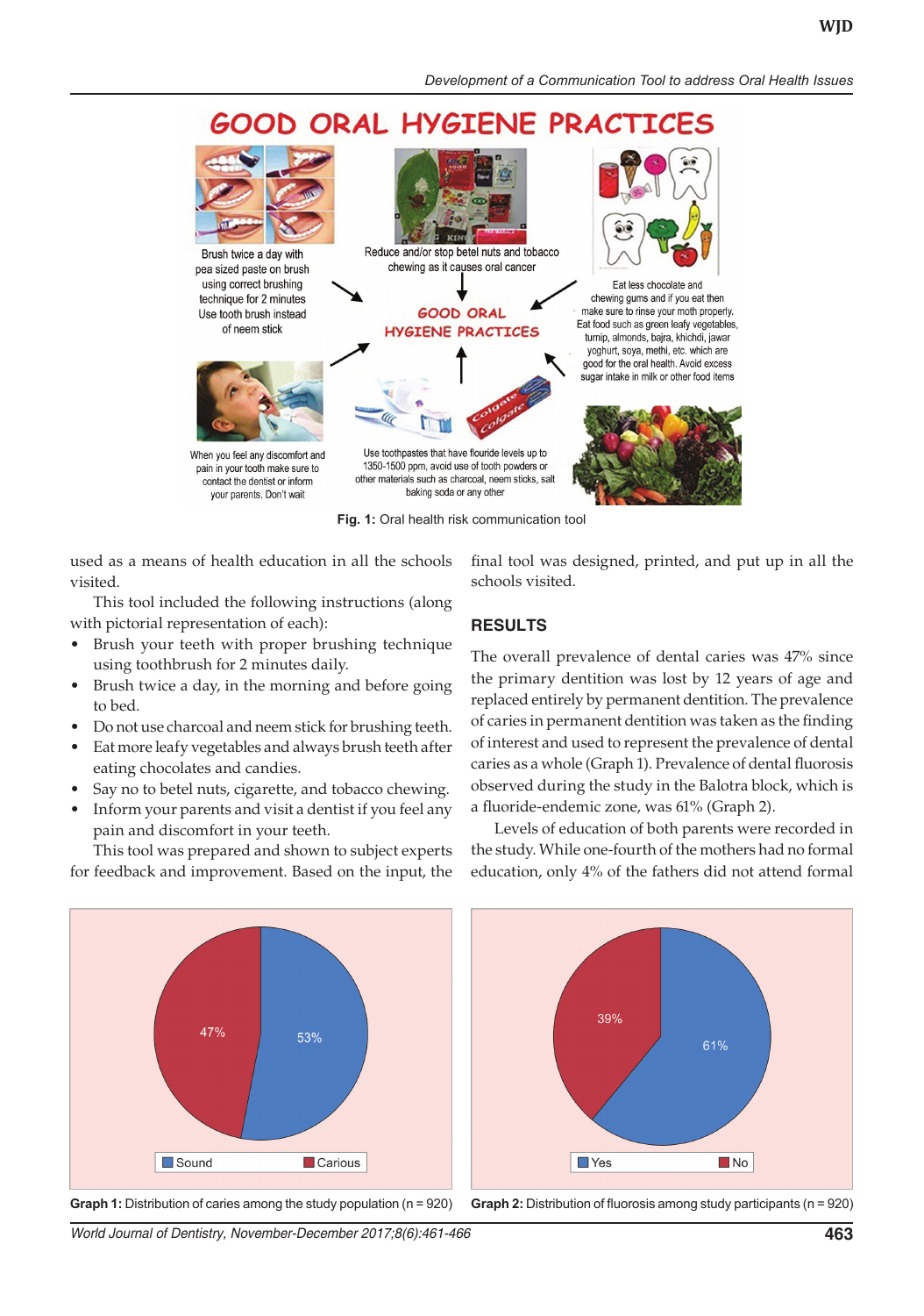GOOD ORAL HYGIENE PRACTICES

Brush twice a day with pea sized paste on brush using correct brushing technique for 2 minutes Use tooth brush instead of neem stick

Reduce and/or stop betel nuts and tobacco chewing as it causes oral cancer

Eat less chocolate and chewing gums and if you eat then make sure to rinse your moth properly. Eat food such as green leafy vegetables, turnip, almonds, bajra, khichdi, jawar yoghurt, soya, methi, etc. which are good for the oral health. Avoid excess sugar intake in milk or other food items

GOOD ORAL HYGIENE PRACTICES

When you feel any discomfort and pain in your tooth make sure to contact the dentist or inform your parents. Don't wait

Use toothpastes that have flouride levels up to 1350-1500 ppm, avoid use of tooth powders or other materials such as charcoal, neem sticks, salt baking soda or any other

**Fig. 1:** Oral health risk communication tool

used as a means of health education in all the schools visited.

This tool included the following instructions (along with pictorial representation of each):

- Brush your teeth with proper brushing technique using toothbrush for 2 minutes daily.
- Brush twice a day, in the morning and before going to bed.
- Do not use charcoal and neem stick for brushing teeth.
- Eat more leafy vegetables and always brush teeth after eating chocolates and candies.
- Say no to betel nuts, cigarette, and tobacco chewing.
- Inform your parents and visit a dentist if you feel any pain and discomfort in your teeth.

This tool was prepared and shown to subject experts for feedback and improvement. Based on the input, the final tool was designed, printed, and put up in all the schools visited.

## RESULTS

The overall prevalence of dental caries was 47% since the primary dentition was lost by 12 years of age and replaced entirely by permanent dentition. The prevalence of caries in permanent dentition was taken as the finding of interest and used to represent the prevalence of dental caries as a whole (Graph 1). Prevalence of dental fluorosis observed during the study in the Balotra block, which is a fluoride-endemic zone, was 61% (Graph 2).

Levels of education of both parents were recorded in the study. While one-fourth of the mothers had no formal education, only 4% of the fathers did not attend formal

| | Sound | Carious |
|---|---|---|
| Graph 1 | 53% | 47% |

**Graph 1:** Distribution of caries among the study population (n = 920)

| | Yes | No |
|---|---|---|
| Graph 2 | 61% | 39% |

**Graph 2:** Distribution of fluorosis among study participants (n = 920)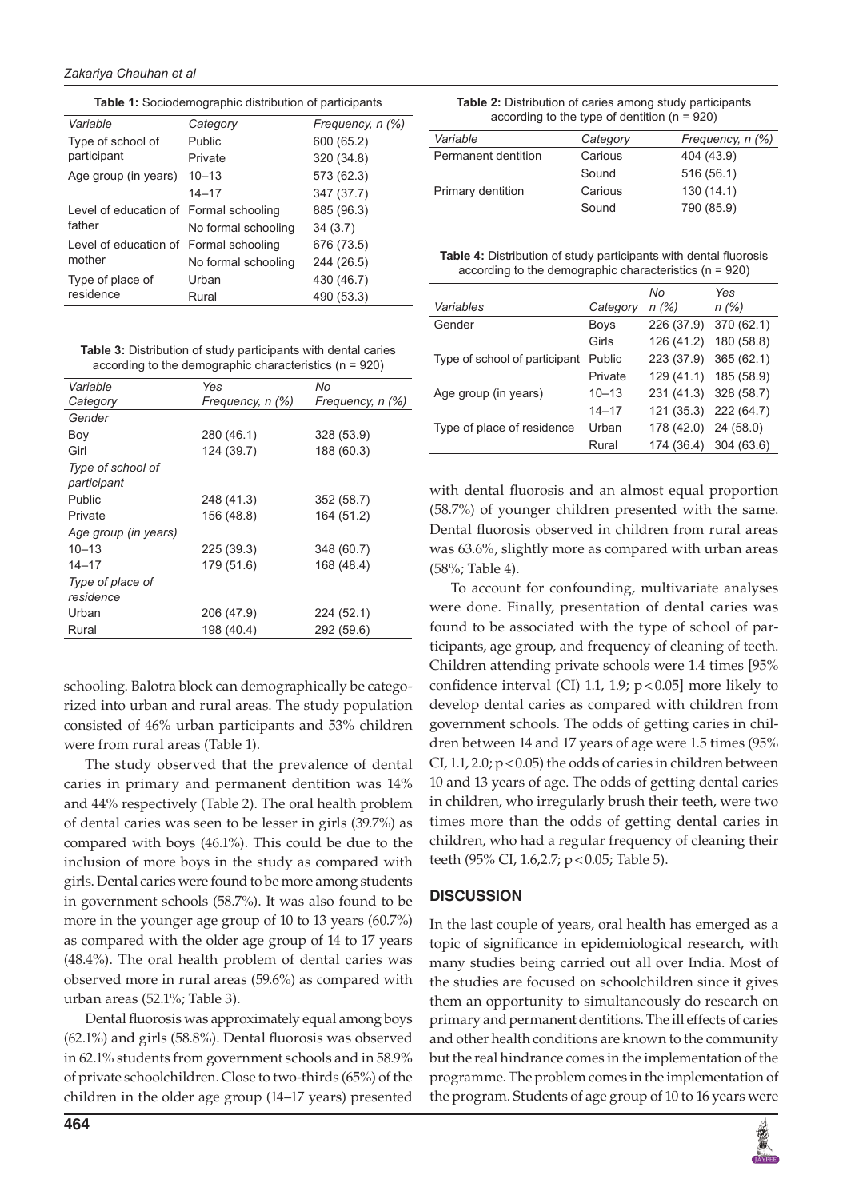**Table 1:** Sociodemographic distribution of participants

| Variable | Category | Frequency, n (%) |
|---|---|---|
| Type of school of participant | Public | 600 (65.2) |
| | Private | 320 (34.8) |
| Age group (in years) | 10–13 | 573 (62.3) |
| | 14–17 | 347 (37.7) |
| Level of education of father | Formal schooling | 885 (96.3) |
| | No formal schooling | 34 (3.7) |
| Level of education of mother | Formal schooling | 676 (73.5) |
| | No formal schooling | 244 (26.5) |
| Type of place of residence | Urban | 430 (46.7) |
| | Rural | 490 (53.3) |

**Table 3:** Distribution of study participants with dental caries according to the demographic characteristics (n = 920)

| Variable Category | Yes Frequency, n (%) | No Frequency, n (%) |
|---|---|---|
| *Gender* | | |
| Boy | 280 (46.1) | 328 (53.9) |
| Girl | 124 (39.7) | 188 (60.3) |
| *Type of school of participant* | | |
| Public | 248 (41.3) | 352 (58.7) |
| Private | 156 (48.8) | 164 (51.2) |
| *Age group (in years)* | | |
| 10–13 | 225 (39.3) | 348 (60.7) |
| 14–17 | 179 (51.6) | 168 (48.4) |
| *Type of place of residence* | | |
| Urban | 206 (47.9) | 224 (52.1) |
| Rural | 198 (40.4) | 292 (59.6) |

schooling. Balotra block can demographically be categorized into urban and rural areas. The study population consisted of 46% urban participants and 53% children were from rural areas (Table 1).

The study observed that the prevalence of dental caries in primary and permanent dentition was 14% and 44% respectively (Table 2). The oral health problem of dental caries was seen to be lesser in girls (39.7%) as compared with boys (46.1%). This could be due to the inclusion of more boys in the study as compared with girls. Dental caries were found to be more among students in government schools (58.7%). It was also found to be more in the younger age group of 10 to 13 years (60.7%) as compared with the older age group of 14 to 17 years (48.4%). The oral health problem of dental caries was observed more in rural areas (59.6%) as compared with urban areas (52.1%; Table 3).

Dental fluorosis was approximately equal among boys (62.1%) and girls (58.8%). Dental fluorosis was observed in 62.1% students from government schools and in 58.9% of private schoolchildren. Close to two-thirds (65%) of the children in the older age group (14–17 years) presented

**Table 2:** Distribution of caries among study participants according to the type of dentition (n = 920)

| Variable | Category | Frequency, n (%) |
|---|---|---|
| Permanent dentition | Carious | 404 (43.9) |
| | Sound | 516 (56.1) |
| Primary dentition | Carious | 130 (14.1) |
| | Sound | 790 (85.9) |

**Table 4:** Distribution of study participants with dental fluorosis according to the demographic characteristics (n = 920)

| Variables | Category | No n (%) | Yes n (%) |
|---|---|---|---|
| Gender | Boys | 226 (37.9) | 370 (62.1) |
| | Girls | 126 (41.2) | 180 (58.8) |
| Type of school of participant | Public | 223 (37.9) | 365 (62.1) |
| | Private | 129 (41.1) | 185 (58.9) |
| Age group (in years) | 10–13 | 231 (41.3) | 328 (58.7) |
| | 14–17 | 121 (35.3) | 222 (64.7) |
| Type of place of residence | Urban | 178 (42.0) | 24 (58.0) |
| | Rural | 174 (36.4) | 304 (63.6) |

with dental fluorosis and an almost equal proportion (58.7%) of younger children presented with the same. Dental fluorosis observed in children from rural areas was 63.6%, slightly more as compared with urban areas (58%; Table 4).

To account for confounding, multivariate analyses were done. Finally, presentation of dental caries was found to be associated with the type of school of participants, age group, and frequency of cleaning of teeth. Children attending private schools were 1.4 times [95% confidence interval (CI) 1.1, 1.9; $p < 0.05$] more likely to develop dental caries as compared with children from government schools. The odds of getting caries in children between 14 and 17 years of age were 1.5 times (95% CI, 1.1, 2.0; $p < 0.05$) the odds of caries in children between 10 and 13 years of age. The odds of getting dental caries in children, who irregularly brush their teeth, were two times more than the odds of getting dental caries in children, who had a regular frequency of cleaning their teeth (95% CI, 1.6,2.7; $p < 0.05$; Table 5).

## DISCUSSION

In the last couple of years, oral health has emerged as a topic of significance in epidemiological research, with many studies being carried out all over India. Most of the studies are focused on schoolchildren since it gives them an opportunity to simultaneously do research on primary and permanent dentitions. The ill effects of caries and other health conditions are known to the community but the real hindrance comes in the implementation of the programme. The problem comes in the implementation of the program. Students of age group of 10 to 16 years were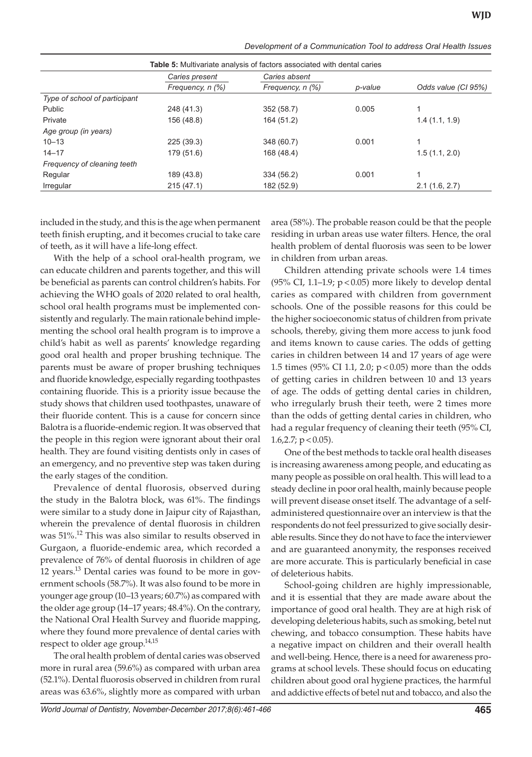**Table 5:** Multivariate analysis of factors associated with dental caries

| | Caries present | Caries absent | | |
|---|---|---|---|---|
| | Frequency, n (%) | Frequency, n (%) | p-value | Odds value (CI 95%) |
| *Type of school of participant* | | | | |
| Public | 248 (41.3) | 352 (58.7) | 0.005 | 1 |
| Private | 156 (48.8) | 164 (51.2) | | 1.4 (1.1, 1.9) |
| *Age group (in years)* | | | | |
| 10–13 | 225 (39.3) | 348 (60.7) | 0.001 | 1 |
| 14–17 | 179 (51.6) | 168 (48.4) | | 1.5 (1.1, 2.0) |
| *Frequency of cleaning teeth* | | | | |
| Regular | 189 (43.8) | 334 (56.2) | 0.001 | 1 |
| Irregular | 215 (47.1) | 182 (52.9) | | 2.1 (1.6, 2.7) |

included in the study, and this is the age when permanent teeth finish erupting, and it becomes crucial to take care of teeth, as it will have a life-long effect.

With the help of a school oral-health program, we can educate children and parents together, and this will be beneficial as parents can control children's habits. For achieving the WHO goals of 2020 related to oral health, school oral health programs must be implemented consistently and regularly. The main rationale behind implementing the school oral health program is to improve a child's habit as well as parents' knowledge regarding good oral health and proper brushing technique. The parents must be aware of proper brushing techniques and fluoride knowledge, especially regarding toothpastes containing fluoride. This is a priority issue because the study shows that children used toothpastes, unaware of their fluoride content. This is a cause for concern since Balotra is a fluoride-endemic region. It was observed that the people in this region were ignorant about their oral health. They are found visiting dentists only in cases of an emergency, and no preventive step was taken during the early stages of the condition.

Prevalence of dental fluorosis, observed during the study in the Balotra block, was 61%. The findings were similar to a study done in Jaipur city of Rajasthan, wherein the prevalence of dental fluorosis in children was 51%.[12] This was also similar to results observed in Gurgaon, a fluoride-endemic area, which recorded a prevalence of 76% of dental fluorosis in children of age 12 years.[13] Dental caries was found to be more in government schools (58.7%). It was also found to be more in younger age group (10–13 years; 60.7%) as compared with the older age group (14–17 years; 48.4%). On the contrary, the National Oral Health Survey and fluoride mapping, where they found more prevalence of dental caries with respect to older age group.[14,15]

The oral health problem of dental caries was observed more in rural area (59.6%) as compared with urban area (52.1%). Dental fluorosis observed in children from rural areas was 63.6%, slightly more as compared with urban area (58%). The probable reason could be that the people residing in urban areas use water filters. Hence, the oral health problem of dental fluorosis was seen to be lower in children from urban areas.

Children attending private schools were 1.4 times (95% CI, 1.1–1.9; $p < 0.05$) more likely to develop dental caries as compared with children from government schools. One of the possible reasons for this could be the higher socioeconomic status of children from private schools, thereby, giving them more access to junk food and items known to cause caries. The odds of getting caries in children between 14 and 17 years of age were 1.5 times (95% CI 1.1, 2.0; $p < 0.05$) more than the odds of getting caries in children between 10 and 13 years of age. The odds of getting dental caries in children, who irregularly brush their teeth, were 2 times more than the odds of getting dental caries in children, who had a regular frequency of cleaning their teeth (95% CI, 1.6,2.7; $p < 0.05$).

One of the best methods to tackle oral health diseases is increasing awareness among people, and educating as many people as possible on oral health. This will lead to a steady decline in poor oral health, mainly because people will prevent disease onset itself. The advantage of a self-administered questionnaire over an interview is that the respondents do not feel pressurized to give socially desirable results. Since they do not have to face the interviewer and are guaranteed anonymity, the responses received are more accurate. This is particularly beneficial in case of deleterious habits.

School-going children are highly impressionable, and it is essential that they are made aware about the importance of good oral health. They are at high risk of developing deleterious habits, such as smoking, betel nut chewing, and tobacco consumption. These habits have a negative impact on children and their overall health and well-being. Hence, there is a need for awareness programs at school levels. These should focus on educating children about good oral hygiene practices, the harmful and addictive effects of betel nut and tobacco, and also the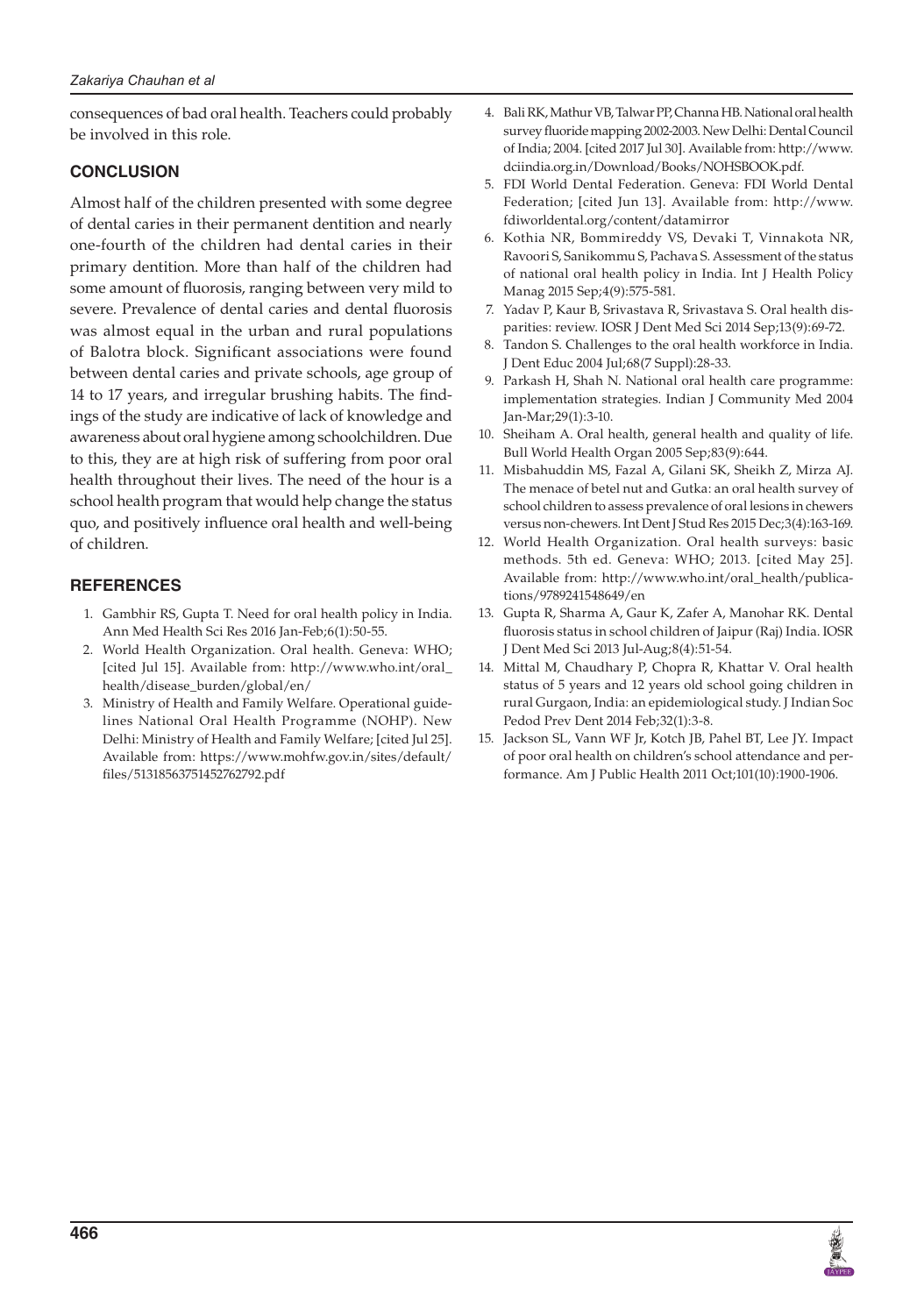consequences of bad oral health. Teachers could probably be involved in this role.

## CONCLUSION

Almost half of the children presented with some degree of dental caries in their permanent dentition and nearly one-fourth of the children had dental caries in their primary dentition. More than half of the children had some amount of fluorosis, ranging between very mild to severe. Prevalence of dental caries and dental fluorosis was almost equal in the urban and rural populations of Balotra block. Significant associations were found between dental caries and private schools, age group of 14 to 17 years, and irregular brushing habits. The findings of the study are indicative of lack of knowledge and awareness about oral hygiene among schoolchildren. Due to this, they are at high risk of suffering from poor oral health throughout their lives. The need of the hour is a school health program that would help change the status quo, and positively influence oral health and well-being of children.

## REFERENCES

1. Gambhir RS, Gupta T. Need for oral health policy in India. Ann Med Health Sci Res 2016 Jan-Feb;6(1):50-55.
2. World Health Organization. Oral health. Geneva: WHO; [cited Jul 15]. Available from: http://www.who.int/oral_health/disease_burden/global/en/
3. Ministry of Health and Family Welfare. Operational guidelines National Oral Health Programme (NOHP). New Delhi: Ministry of Health and Family Welfare; [cited Jul 25]. Available from: https://www.mohfw.gov.in/sites/default/files/51318563751452762792.pdf
4. Bali RK, Mathur VB, Talwar PP, Channa HB. National oral health survey fluoride mapping 2002-2003. New Delhi: Dental Council of India; 2004. [cited 2017 Jul 30]. Available from: http://www.dciindia.org.in/Download/Books/NOHSBOOK.pdf.
5. FDI World Dental Federation. Geneva: FDI World Dental Federation; [cited Jun 13]. Available from: http://www.fdiworldental.org/content/datamirror
6. Kothia NR, Bommireddy VS, Devaki T, Vinnakota NR, Ravoori S, Sanikommu S, Pachava S. Assessment of the status of national oral health policy in India. Int J Health Policy Manag 2015 Sep;4(9):575-581.
7. Yadav P, Kaur B, Srivastava R, Srivastava S. Oral health disparities: review. IOSR J Dent Med Sci 2014 Sep;13(9):69-72.
8. Tandon S. Challenges to the oral health workforce in India. J Dent Educ 2004 Jul;68(7 Suppl):28-33.
9. Parkash H, Shah N. National oral health care programme: implementation strategies. Indian J Community Med 2004 Jan-Mar;29(1):3-10.
10. Sheiham A. Oral health, general health and quality of life. Bull World Health Organ 2005 Sep;83(9):644.
11. Misbahuddin MS, Fazal A, Gilani SK, Sheikh Z, Mirza AJ. The menace of betel nut and Gutka: an oral health survey of school children to assess prevalence of oral lesions in chewers versus non-chewers. Int Dent J Stud Res 2015 Dec;3(4):163-169.
12. World Health Organization. Oral health surveys: basic methods. 5th ed. Geneva: WHO; 2013. [cited May 25]. Available from: http://www.who.int/oral_health/publications/9789241548649/en
13. Gupta R, Sharma A, Gaur K, Zafer A, Manohar RK. Dental fluorosis status in school children of Jaipur (Raj) India. IOSR J Dent Med Sci 2013 Jul-Aug;8(4):51-54.
14. Mittal M, Chaudhary P, Chopra R, Khattar V. Oral health status of 5 years and 12 years old school going children in rural Gurgaon, India: an epidemiological study. J Indian Soc Pedod Prev Dent 2014 Feb;32(1):3-8.
15. Jackson SL, Vann WF Jr, Kotch JB, Pahel BT, Lee JY. Impact of poor oral health on children's school attendance and performance. Am J Public Health 2011 Oct;101(10):1900-1906.